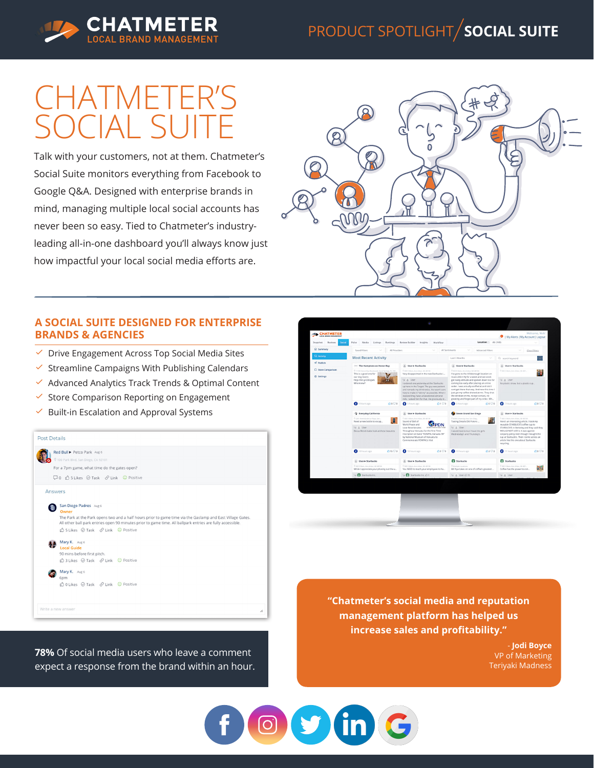CHATMETER
LOCAL BRAND MANAGEMENT

PRODUCT SPOTLIGHT / SOCIAL SUITE

# CHATMETER'S SOCIAL SUITE

Talk with your customers, not at them. Chatmeter's Social Suite monitors everything from Facebook to Google Q&A. Designed with enterprise brands in mind, managing multiple local social accounts has never been so easy. Tied to Chatmeter's industry-leading all-in-one dashboard you'll always know just how impactful your local social media efforts are.

## A SOCIAL SUITE DESIGNED FOR ENTERPRISE BRANDS & AGENCIES

- Drive Engagement Across Top Social Media Sites
- Streamline Campaigns With Publishing Calendars
- Advanced Analytics Track Trends & Optimal Content
- Store Comparison Reporting on Engagement
- Built-in Escalation and Approval Systems

Post Details

Red Bull ▸ Petco Park Aug 6
100 Park Blvd, San Diego, CA 92101
For a 7pm game, what time do the gates open?
0 5 Likes Task Link Positive

Answers

San Diego Padres Aug 6
Owner
The Park at the Park opens two and a half hours prior to game time via the Gaslamp and East Village Gates. All other ball park entries open 90 minutes prior to game time. All ballpark entries are fully accessible.
5 Likes Task Link Positive

Mary K. Aug 6
Local Guide
90 mins before first pitch.
3 Likes Task Link Positive

Mary K. Aug 6
6pm
0 Likes Task Link Positive

Write a new answer

**78%** Of social media users who leave a comment expect a response from the brand within an hour.

**"Chatmeter's social media and reputation management platform has helped us increase sales and profitability."**

**- Jodi Boyce**
VP of Marketing
Teriyaki Madness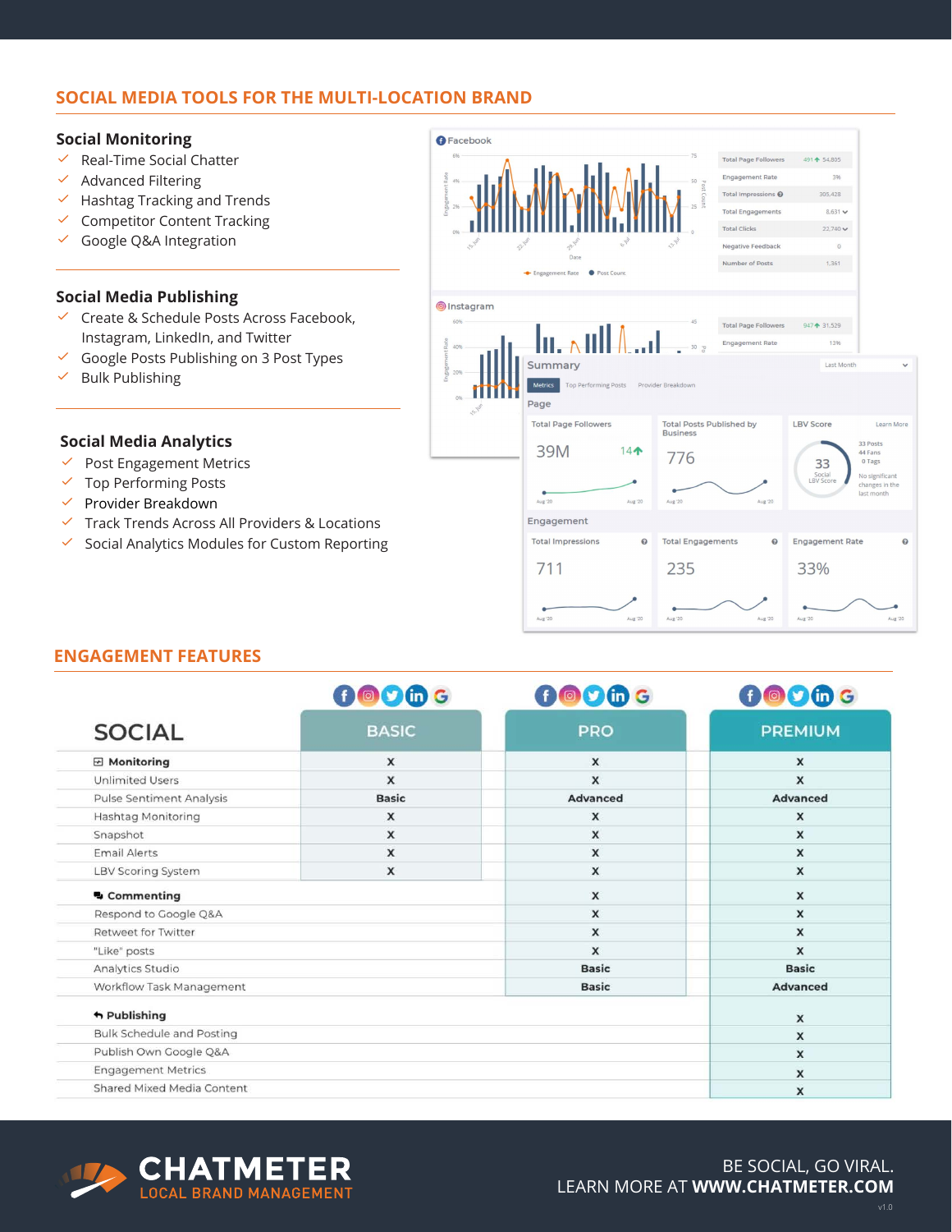## SOCIAL MEDIA TOOLS FOR THE MULTI-LOCATION BRAND

### Social Monitoring

- Real-Time Social Chatter
- Advanced Filtering
- Hashtag Tracking and Trends
- Competitor Content Tracking
- Google Q&A Integration

### Social Media Publishing

- Create & Schedule Posts Across Facebook, Instagram, LinkedIn, and Twitter
- Google Posts Publishing on 3 Post Types
- Bulk Publishing

### Social Media Analytics

- Post Engagement Metrics
- Top Performing Posts
- Provider Breakdown
- Track Trends Across All Providers & Locations
- Social Analytics Modules for Custom Reporting

Facebook

Total Page Followers 491 54,805
Engagement Rate 3%
Total Impressions 305,428
Total Engagements 8,631
Total Clicks 22,740
Negative Feedback 0
Number of Posts 1,361

Instagram

Total Page Followers 947 31,529
Engagement Rate 13%

Summary

Metrics | Top Performing Posts | Provider Breakdown

Page

Total Page Followers 39M 14
Total Posts Published by Business 776
LBV Score 33 Social LBV Score
33 Posts
44 Fans
0 Tags
No significant changes in the last month

Engagement

Total Impressions 711
Total Engagements 235
Engagement Rate 33%

## ENGAGEMENT FEATURES

| SOCIAL | BASIC | PRO | PREMIUM |
|---|---|---|---|
| **Monitoring** | X | X | X |
| Unlimited Users | X | X | X |
| Pulse Sentiment Analysis | Basic | Advanced | Advanced |
| Hashtag Monitoring | X | X | X |
| Snapshot | X | X | X |
| Email Alerts | X | X | X |
| LBV Scoring System | X | X | X |
| **Commenting** | | X | X |
| Respond to Google Q&A | | X | X |
| Retweet for Twitter | | X | X |
| "Like" posts | | X | X |
| Analytics Studio | | Basic | Basic |
| Workflow Task Management | | Basic | Advanced |
| **Publishing** | | | X |
| Bulk Schedule and Posting | | | X |
| Publish Own Google Q&A | | | X |
| Engagement Metrics | | | X |
| Shared Mixed Media Content | | | X |

CHATMETER
LOCAL BRAND MANAGEMENT

BE SOCIAL, GO VIRAL.
LEARN MORE AT **WWW.CHATMETER.COM**

v1.0